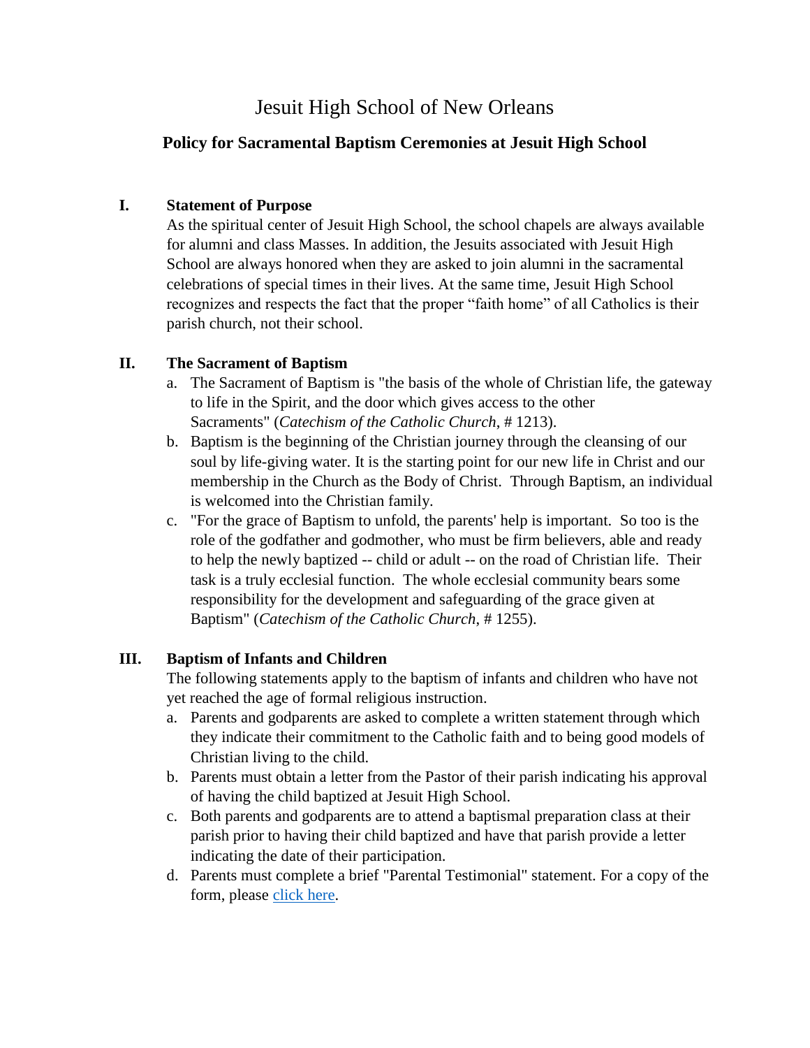# Jesuit High School of New Orleans

## Policy for Sacramental Baptism Ceremonies at Jesuit High School

### I. Statement of Purpose

As the spiritual center of Jesuit High School, the school chapels are always available for alumni and class Masses. In addition, the Jesuits associated with Jesuit High School are always honored when they are asked to join alumni in the sacramental celebrations of special times in their lives. At the same time, Jesuit High School recognizes and respects the fact that the proper "faith home" of all Catholics is their parish church, not their school.

### II. The Sacrament of Baptism

a. The Sacrament of Baptism is "the basis of the whole of Christian life, the gateway to life in the Spirit, and the door which gives access to the other Sacraments" (*Catechism of the Catholic Church*, # 1213).

b. Baptism is the beginning of the Christian journey through the cleansing of our soul by life-giving water. It is the starting point for our new life in Christ and our membership in the Church as the Body of Christ. Through Baptism, an individual is welcomed into the Christian family.

c. "For the grace of Baptism to unfold, the parents' help is important. So too is the role of the godfather and godmother, who must be firm believers, able and ready to help the newly baptized -- child or adult -- on the road of Christian life. Their task is a truly ecclesial function. The whole ecclesial community bears some responsibility for the development and safeguarding of the grace given at Baptism" (*Catechism of the Catholic Church*, # 1255).

### III. Baptism of Infants and Children

The following statements apply to the baptism of infants and children who have not yet reached the age of formal religious instruction.

a. Parents and godparents are asked to complete a written statement through which they indicate their commitment to the Catholic faith and to being good models of Christian living to the child.

b. Parents must obtain a letter from the Pastor of their parish indicating his approval of having the child baptized at Jesuit High School.

c. Both parents and godparents are to attend a baptismal preparation class at their parish prior to having their child baptized and have that parish provide a letter indicating the date of their participation.

d. Parents must complete a brief "Parental Testimonial" statement. For a copy of the form, please click here.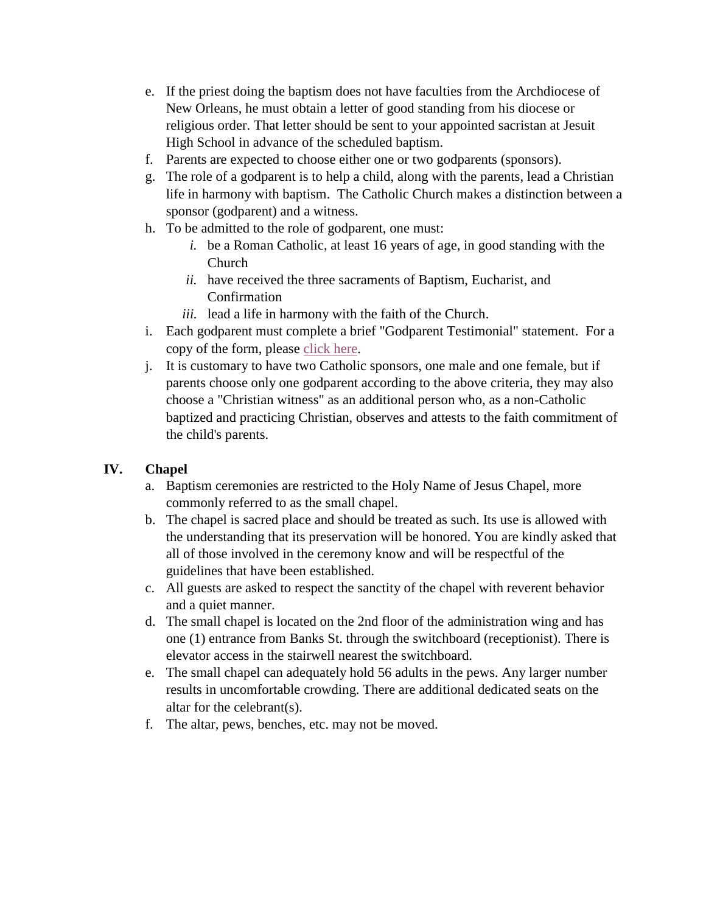e. If the priest doing the baptism does not have faculties from the Archdiocese of New Orleans, he must obtain a letter of good standing from his diocese or religious order. That letter should be sent to your appointed sacristan at Jesuit High School in advance of the scheduled baptism.

f. Parents are expected to choose either one or two godparents (sponsors).

g. The role of a godparent is to help a child, along with the parents, lead a Christian life in harmony with baptism. The Catholic Church makes a distinction between a sponsor (godparent) and a witness.

h. To be admitted to the role of godparent, one must:
   - *i.* be a Roman Catholic, at least 16 years of age, in good standing with the Church
   - *ii.* have received the three sacraments of Baptism, Eucharist, and Confirmation
   - *iii.* lead a life in harmony with the faith of the Church.

i. Each godparent must complete a brief "Godparent Testimonial" statement. For a copy of the form, please click here.

j. It is customary to have two Catholic sponsors, one male and one female, but if parents choose only one godparent according to the above criteria, they may also choose a "Christian witness" as an additional person who, as a non-Catholic baptized and practicing Christian, observes and attests to the faith commitment of the child's parents.

## IV. Chapel

a. Baptism ceremonies are restricted to the Holy Name of Jesus Chapel, more commonly referred to as the small chapel.

b. The chapel is sacred place and should be treated as such. Its use is allowed with the understanding that its preservation will be honored. You are kindly asked that all of those involved in the ceremony know and will be respectful of the guidelines that have been established.

c. All guests are asked to respect the sanctity of the chapel with reverent behavior and a quiet manner.

d. The small chapel is located on the 2nd floor of the administration wing and has one (1) entrance from Banks St. through the switchboard (receptionist). There is elevator access in the stairwell nearest the switchboard.

e. The small chapel can adequately hold 56 adults in the pews. Any larger number results in uncomfortable crowding. There are additional dedicated seats on the altar for the celebrant(s).

f. The altar, pews, benches, etc. may not be moved.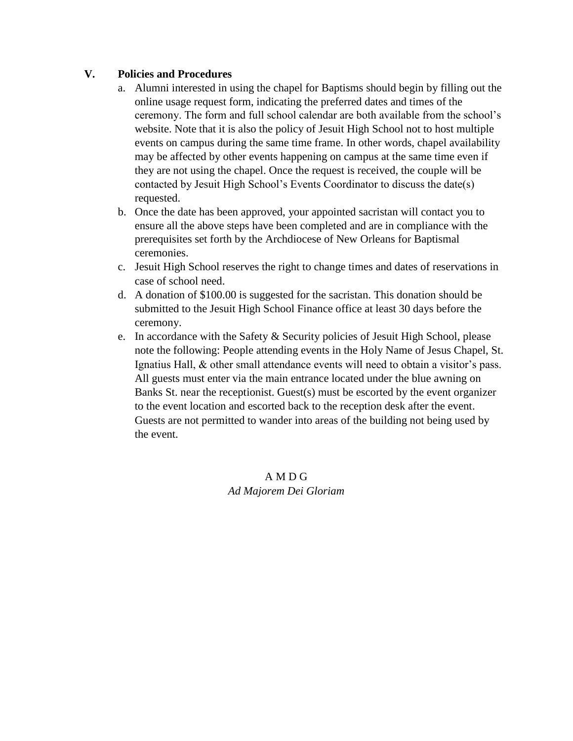## V. Policies and Procedures

a. Alumni interested in using the chapel for Baptisms should begin by filling out the online usage request form, indicating the preferred dates and times of the ceremony. The form and full school calendar are both available from the school's website. Note that it is also the policy of Jesuit High School not to host multiple events on campus during the same time frame. In other words, chapel availability may be affected by other events happening on campus at the same time even if they are not using the chapel. Once the request is received, the couple will be contacted by Jesuit High School's Events Coordinator to discuss the date(s) requested.
b. Once the date has been approved, your appointed sacristan will contact you to ensure all the above steps have been completed and are in compliance with the prerequisites set forth by the Archdiocese of New Orleans for Baptismal ceremonies.
c. Jesuit High School reserves the right to change times and dates of reservations in case of school need.
d. A donation of $100.00 is suggested for the sacristan. This donation should be submitted to the Jesuit High School Finance office at least 30 days before the ceremony.
e. In accordance with the Safety & Security policies of Jesuit High School, please note the following: People attending events in the Holy Name of Jesus Chapel, St. Ignatius Hall, & other small attendance events will need to obtain a visitor's pass. All guests must enter via the main entrance located under the blue awning on Banks St. near the receptionist. Guest(s) must be escorted by the event organizer to the event location and escorted back to the reception desk after the event. Guests are not permitted to wander into areas of the building not being used by the event.

A M D G

*Ad Majorem Dei Gloriam*